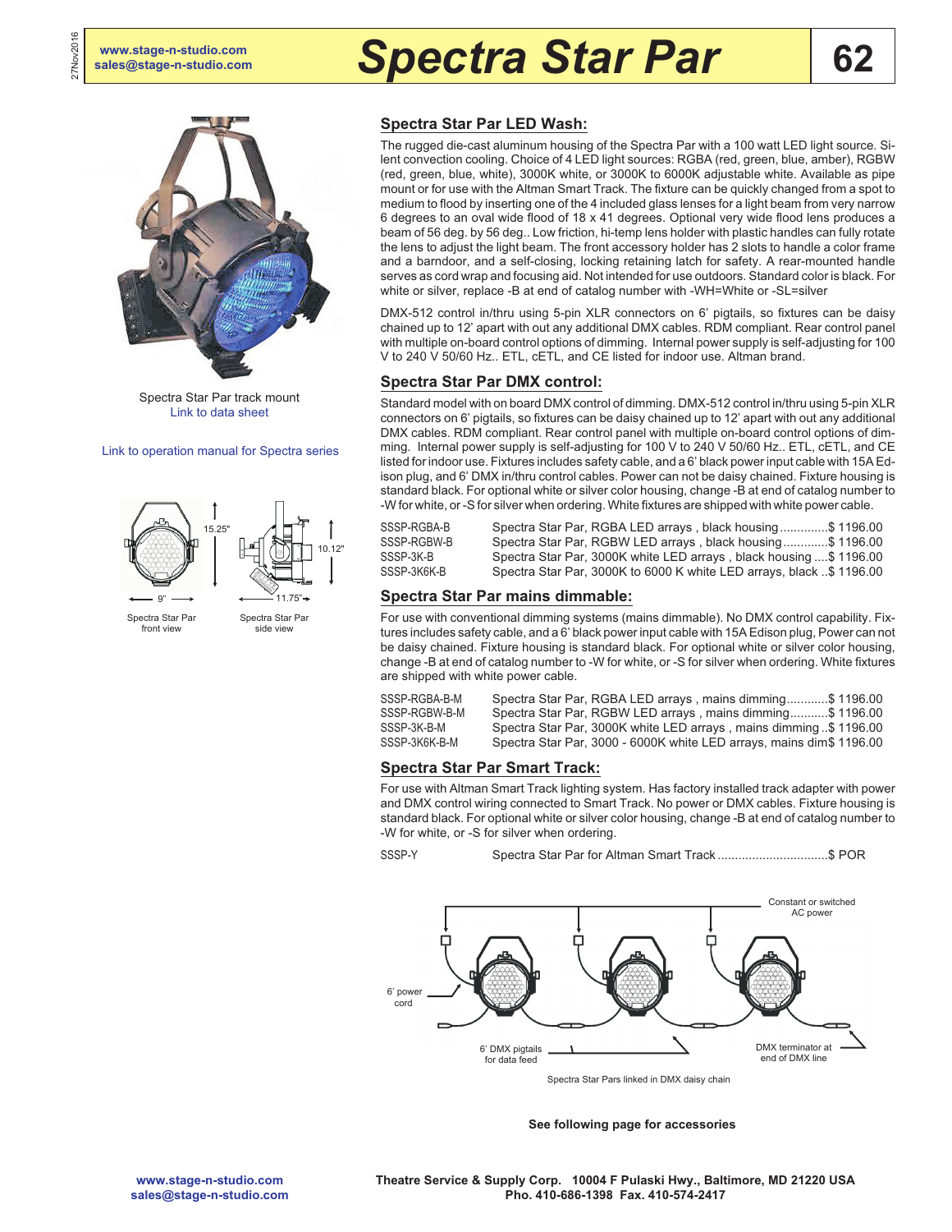# Spectra Star Par

Spectra Star Par track mount
Link to data sheet

Link to operation manual for Spectra series

15.25"

9"

Spectra Star Par
front view

10.12"

11.75"

Spectra Star Par
side view

## Spectra Star Par LED Wash:

The rugged die-cast aluminum housing of the Spectra Par with a 100 watt LED light source. Silent convection cooling. Choice of 4 LED light sources: RGBA (red, green, blue, amber), RGBW (red, green, blue, white), 3000K white, or 3000K to 6000K adjustable white. Available as pipe mount or for use with the Altman Smart Track. The fixture can be quickly changed from a spot to medium to flood by inserting one of the 4 included glass lenses for a light beam from very narrow 6 degrees to an oval wide flood of 18 x 41 degrees. Optional very wide flood lens produces a beam of 56 deg. by 56 deg.. Low friction, hi-temp lens holder with plastic handles can fully rotate the lens to adjust the light beam. The front accessory holder has 2 slots to handle a color frame and a barndoor, and a self-closing, locking retaining latch for safety. A rear-mounted handle serves as cord wrap and focusing aid. Not intended for use outdoors. Standard color is black. For white or silver, replace -B at end of catalog number with -WH=White or -SL=silver

DMX-512 control in/thru using 5-pin XLR connectors on 6' pigtails, so fixtures can be daisy chained up to 12' apart with out any additional DMX cables. RDM compliant. Rear control panel with multiple on-board control options of dimming. Internal power supply is self-adjusting for 100 V to 240 V 50/60 Hz.. ETL, cETL, and CE listed for indoor use. Altman brand.

## Spectra Star Par DMX control:

Standard model with on board DMX control of dimming. DMX-512 control in/thru using 5-pin XLR connectors on 6' pigtails, so fixtures can be daisy chained up to 12' apart with out any additional DMX cables. RDM compliant. Rear control panel with multiple on-board control options of dimming. Internal power supply is self-adjusting for 100 V to 240 V 50/60 Hz.. ETL, cETL, and CE listed for indoor use. Fixtures includes safety cable, and a 6' black power input cable with 15A Edison plug, and 6' DMX in/thru control cables. Power can not be daisy chained. Fixture housing is standard black. For optional white or silver color housing, change -B at end of catalog number to -W for white, or -S for silver when ordering. White fixtures are shipped with white power cable.

| | | |
|---|---|---|
| SSSP-RGBA-B | Spectra Star Par, RGBA LED arrays , black housing | $ 1196.00 |
| SSSP-RGBW-B | Spectra Star Par, RGBW LED arrays , black housing | $ 1196.00 |
| SSSP-3K-B | Spectra Star Par, 3000K white LED arrays , black housing | $ 1196.00 |
| SSSP-3K6K-B | Spectra Star Par, 3000K to 6000 K white LED arrays, black | $ 1196.00 |

## Spectra Star Par mains dimmable:

For use with conventional dimming systems (mains dimmable). No DMX control capability. Fixtures includes safety cable, and a 6' black power input cable with 15A Edison plug, Power can not be daisy chained. Fixture housing is standard black. For optional white or silver color housing, change -B at end of catalog number to -W for white, or -S for silver when ordering. White fixtures are shipped with white power cable.

| | | |
|---|---|---|
| SSSP-RGBA-B-M | Spectra Star Par, RGBA LED arrays , mains dimming | $ 1196.00 |
| SSSP-RGBW-B-M | Spectra Star Par, RGBW LED arrays , mains dimming | $ 1196.00 |
| SSSP-3K-B-M | Spectra Star Par, 3000K white LED arrays , mains dimming | $ 1196.00 |
| SSSP-3K6K-B-M | Spectra Star Par, 3000 - 6000K white LED arrays, mains dim | $ 1196.00 |

## Spectra Star Par Smart Track:

For use with Altman Smart Track lighting system. Has factory installed track adapter with power and DMX control wiring connected to Smart Track. No power or DMX cables. Fixture housing is standard black. For optional white or silver color housing, change -B at end of catalog number to -W for white, or -S for silver when ordering.

| | | |
|---|---|---|
| SSSP-Y | Spectra Star Par for Altman Smart Track | $ POR |

Constant or switched AC power

6' power cord

6' DMX pigtails for data feed

DMX terminator at end of DMX line

Spectra Star Pars linked in DMX daisy chain

**See following page for accessories**

**Theatre Service & Supply Corp. 10004 F Pulaski Hwy., Baltimore, MD 21220 USA**
**Pho. 410-686-1398 Fax. 410-574-2417**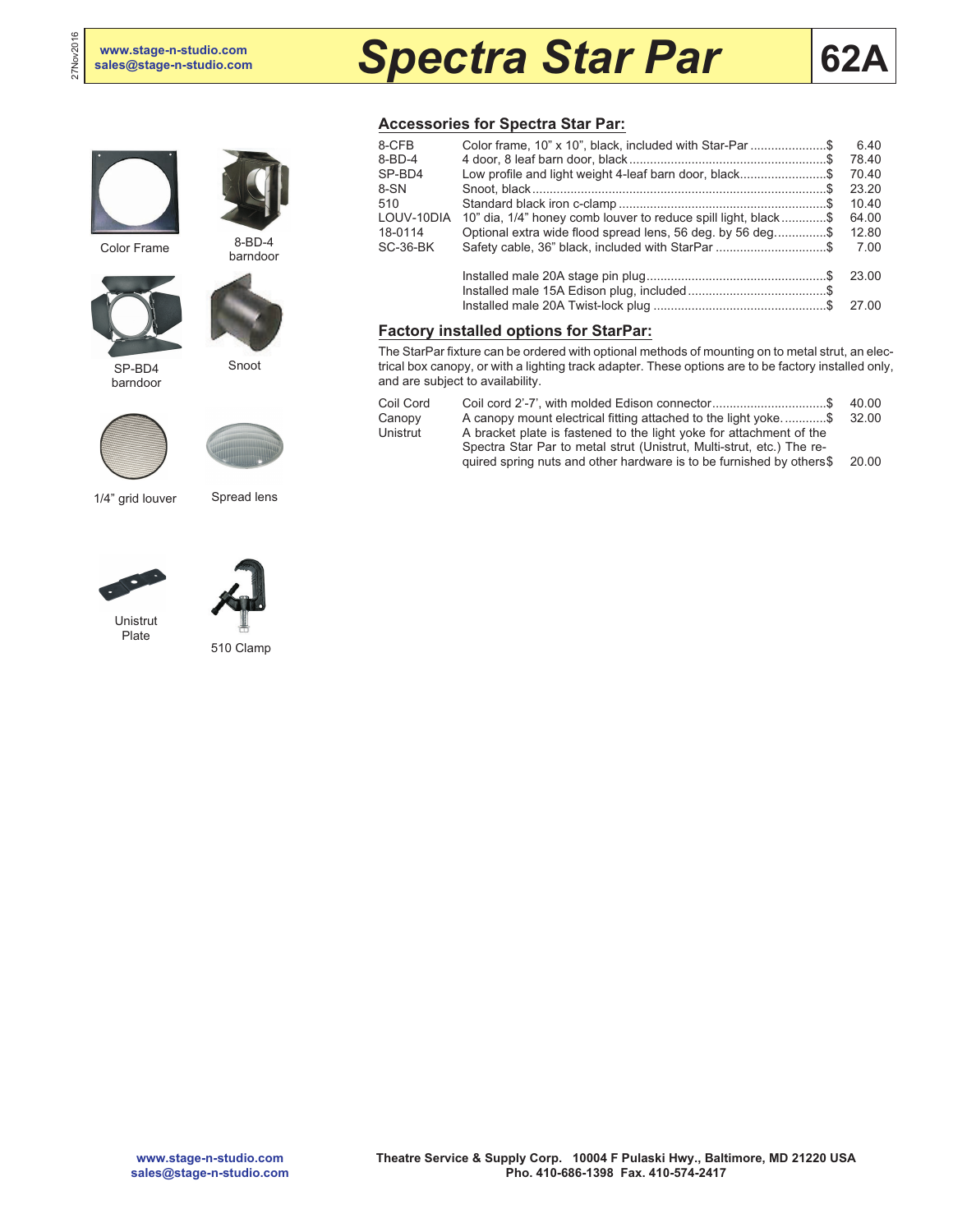# Spectra Star Par

## Accessories for Spectra Star Par:

| | | | |
|---|---|---|---|
| 8-CFB | Color frame, 10” x 10”, black, included with Star-Par | $ | 6.40 |
| 8-BD-4 | 4 door, 8 leaf barn door, black | $ | 78.40 |
| SP-BD4 | Low profile and light weight 4-leaf barn door, black | $ | 70.40 |
| 8-SN | Snoot, black | $ | 23.20 |
| 510 | Standard black iron c-clamp | $ | 10.40 |
| LOUV-10DIA | 10” dia, 1/4” honey comb louver to reduce spill light, black | $ | 64.00 |
| 18-0114 | Optional extra wide flood spread lens, 56 deg. by 56 deg. | $ | 12.80 |
| SC-36-BK | Safety cable, 36” black, included with StarPar | $ | 7.00 |
| | Installed male 20A stage pin plug | $ | 23.00 |
| | Installed male 15A Edison plug, included | $ | |
| | Installed male 20A Twist-lock plug | $ | 27.00 |

## Factory installed options for StarPar:

The StarPar fixture can be ordered with optional methods of mounting on to metal strut, an electrical box canopy, or with a lighting track adapter. These options are to be factory installed only, and are subject to availability.

| | | | |
|---|---|---|---|
| Coil Cord | Coil cord 2’-7’, with molded Edison connector | $ | 40.00 |
| Canopy | A canopy mount electrical fitting attached to the light yoke. | $ | 32.00 |
| Unistrut | A bracket plate is fastened to the light yoke for attachment of the Spectra Star Par to metal strut (Unistrut, Multi-strut, etc.) The required spring nuts and other hardware is to be furnished by others | $ | 20.00 |

Color Frame

8-BD-4 barndoor

SP-BD4 barndoor

Snoot

1/4” grid louver

Spread lens

Unistrut Plate

510 Clamp